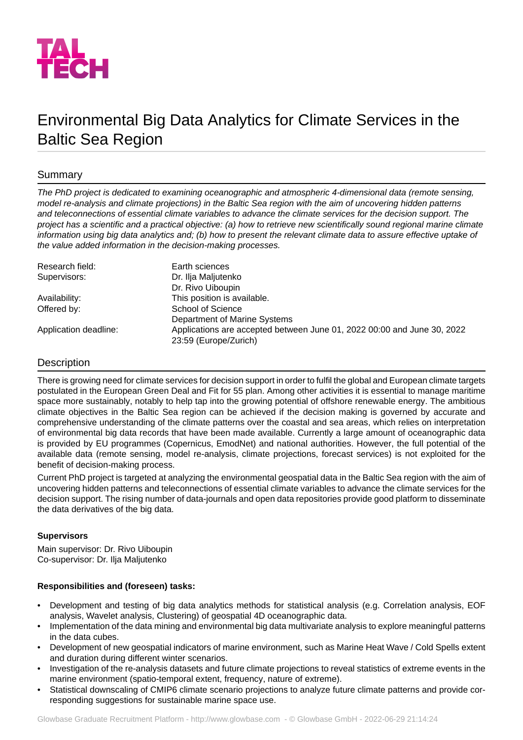TAL TECH

# Environmental Big Data Analytics for Climate Services in the Baltic Sea Region

## Summary

*The PhD project is dedicated to examining oceanographic and atmospheric 4-dimensional data (remote sensing, model re-analysis and climate projections) in the Baltic Sea region with the aim of uncovering hidden patterns and teleconnections of essential climate variables to advance the climate services for the decision support. The project has a scientific and a practical objective: (a) how to retrieve new scientifically sound regional marine climate information using big data analytics and; (b) how to present the relevant climate data to assure effective uptake of the value added information in the decision-making processes.*

| | |
|---|---|
| Research field: | Earth sciences |
| Supervisors: | Dr. Ilja Maljutenko<br>Dr. Rivo Uiboupin |
| Availability: | This position is available. |
| Offered by: | School of Science<br>Department of Marine Systems |
| Application deadline: | Applications are accepted between June 01, 2022 00:00 and June 30, 2022 23:59 (Europe/Zurich) |

## Description

There is growing need for climate services for decision support in order to fulfil the global and European climate targets postulated in the European Green Deal and Fit for 55 plan. Among other activities it is essential to manage maritime space more sustainably, notably to help tap into the growing potential of offshore renewable energy. The ambitious climate objectives in the Baltic Sea region can be achieved if the decision making is governed by accurate and comprehensive understanding of the climate patterns over the coastal and sea areas, which relies on interpretation of environmental big data records that have been made available. Currently a large amount of oceanographic data is provided by EU programmes (Copernicus, EmodNet) and national authorities. However, the full potential of the available data (remote sensing, model re-analysis, climate projections, forecast services) is not exploited for the benefit of decision-making process.

Current PhD project is targeted at analyzing the environmental geospatial data in the Baltic Sea region with the aim of uncovering hidden patterns and teleconnections of essential climate variables to advance the climate services for the decision support. The rising number of data-journals and open data repositories provide good platform to disseminate the data derivatives of the big data.

**Supervisors**

Main supervisor: Dr. Rivo Uiboupin
Co-supervisor: Dr. Ilja Maljutenko

**Responsibilities and (foreseen) tasks:**

- Development and testing of big data analytics methods for statistical analysis (e.g. Correlation analysis, EOF analysis, Wavelet analysis, Clustering) of geospatial 4D oceanographic data.
- Implementation of the data mining and environmental big data multivariate analysis to explore meaningful patterns in the data cubes.
- Development of new geospatial indicators of marine environment, such as Marine Heat Wave / Cold Spells extent and duration during different winter scenarios.
- Investigation of the re-analysis datasets and future climate projections to reveal statistics of extreme events in the marine environment (spatio-temporal extent, frequency, nature of extreme).
- Statistical downscaling of CMIP6 climate scenario projections to analyze future climate patterns and provide corresponding suggestions for sustainable marine space use.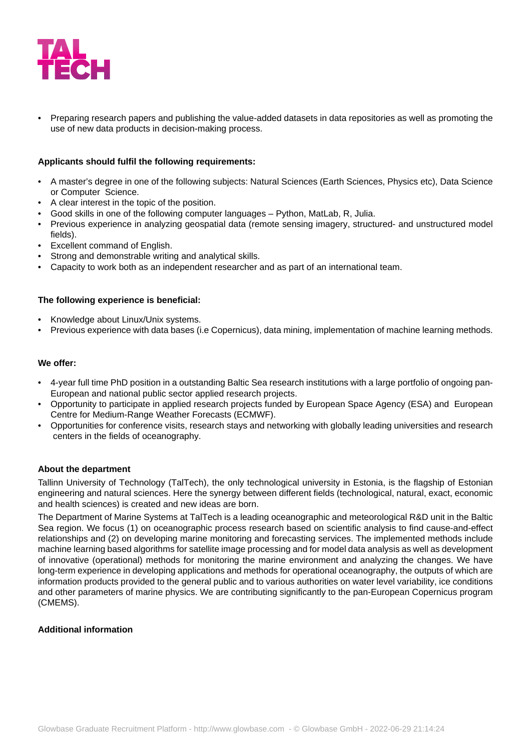- Preparing research papers and publishing the value-added datasets in data repositories as well as promoting the use of new data products in decision-making process.

**Applicants should fulfil the following requirements:**

- A master's degree in one of the following subjects: Natural Sciences (Earth Sciences, Physics etc), Data Science or Computer Science.
- A clear interest in the topic of the position.
- Good skills in one of the following computer languages – Python, MatLab, R, Julia.
- Previous experience in analyzing geospatial data (remote sensing imagery, structured- and unstructured model fields).
- Excellent command of English.
- Strong and demonstrable writing and analytical skills.
- Capacity to work both as an independent researcher and as part of an international team.

**The following experience is beneficial:**

- Knowledge about Linux/Unix systems.
- Previous experience with data bases (i.e Copernicus), data mining, implementation of machine learning methods.

**We offer:**

- 4-year full time PhD position in a outstanding Baltic Sea research institutions with a large portfolio of ongoing pan-European and national public sector applied research projects.
- Opportunity to participate in applied research projects funded by European Space Agency (ESA) and European Centre for Medium-Range Weather Forecasts (ECMWF).
- Opportunities for conference visits, research stays and networking with globally leading universities and research centers in the fields of oceanography.

**About the department**

Tallinn University of Technology (TalTech), the only technological university in Estonia, is the flagship of Estonian engineering and natural sciences. Here the synergy between different fields (technological, natural, exact, economic and health sciences) is created and new ideas are born.

The Department of Marine Systems at TalTech is a leading oceanographic and meteorological R&D unit in the Baltic Sea region. We focus (1) on oceanographic process research based on scientific analysis to find cause-and-effect relationships and (2) on developing marine monitoring and forecasting services. The implemented methods include machine learning based algorithms for satellite image processing and for model data analysis as well as development of innovative (operational) methods for monitoring the marine environment and analyzing the changes. We have long-term experience in developing applications and methods for operational oceanography, the outputs of which are information products provided to the general public and to various authorities on water level variability, ice conditions and other parameters of marine physics. We are contributing significantly to the pan-European Copernicus program (CMEMS).

**Additional information**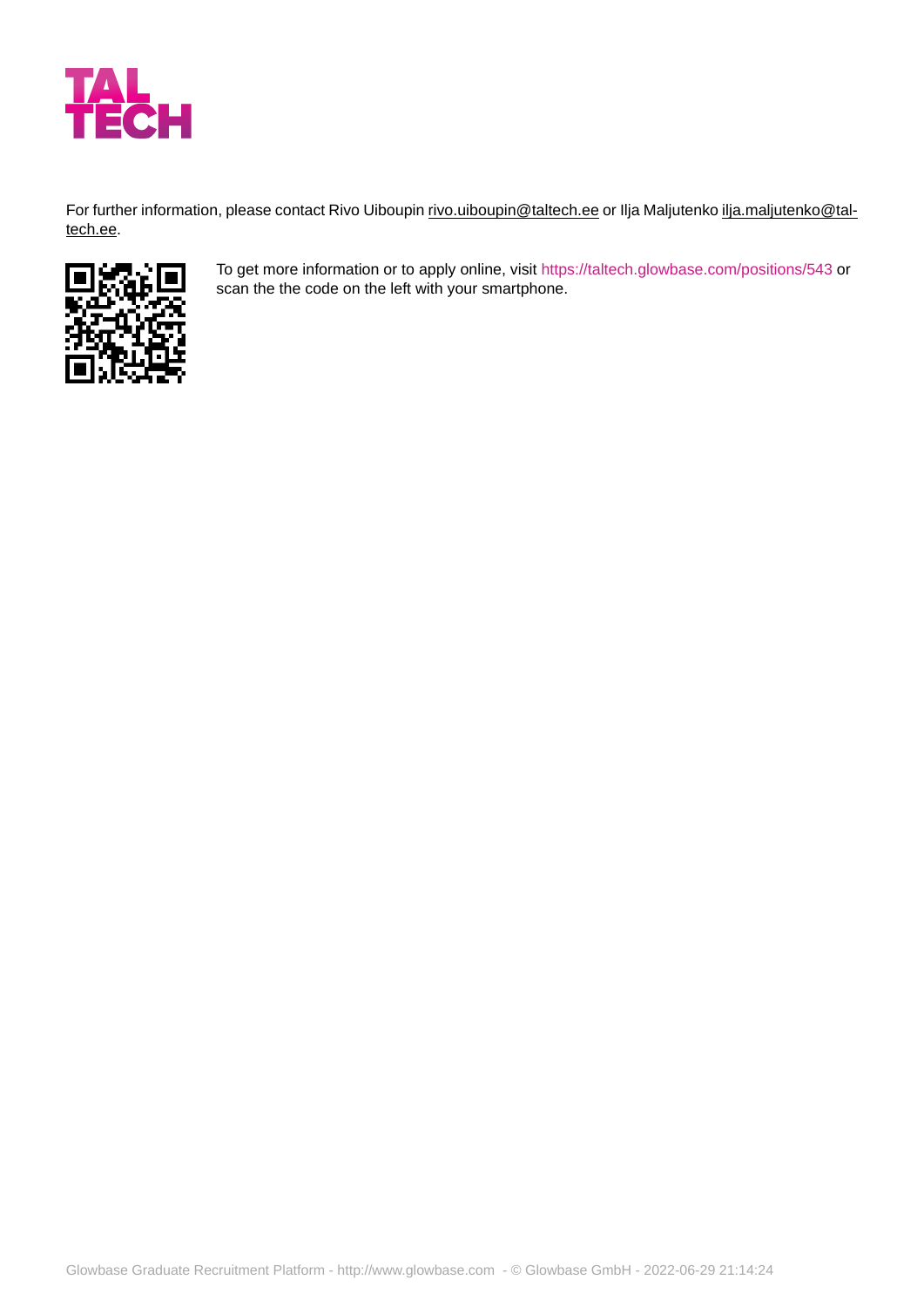For further information, please contact Rivo Uiboupin rivo.uiboupin@taltech.ee or Ilja Maljutenko ilja.maljutenko@taltech.ee.

To get more information or to apply online, visit https://taltech.glowbase.com/positions/543 or scan the the code on the left with your smartphone.